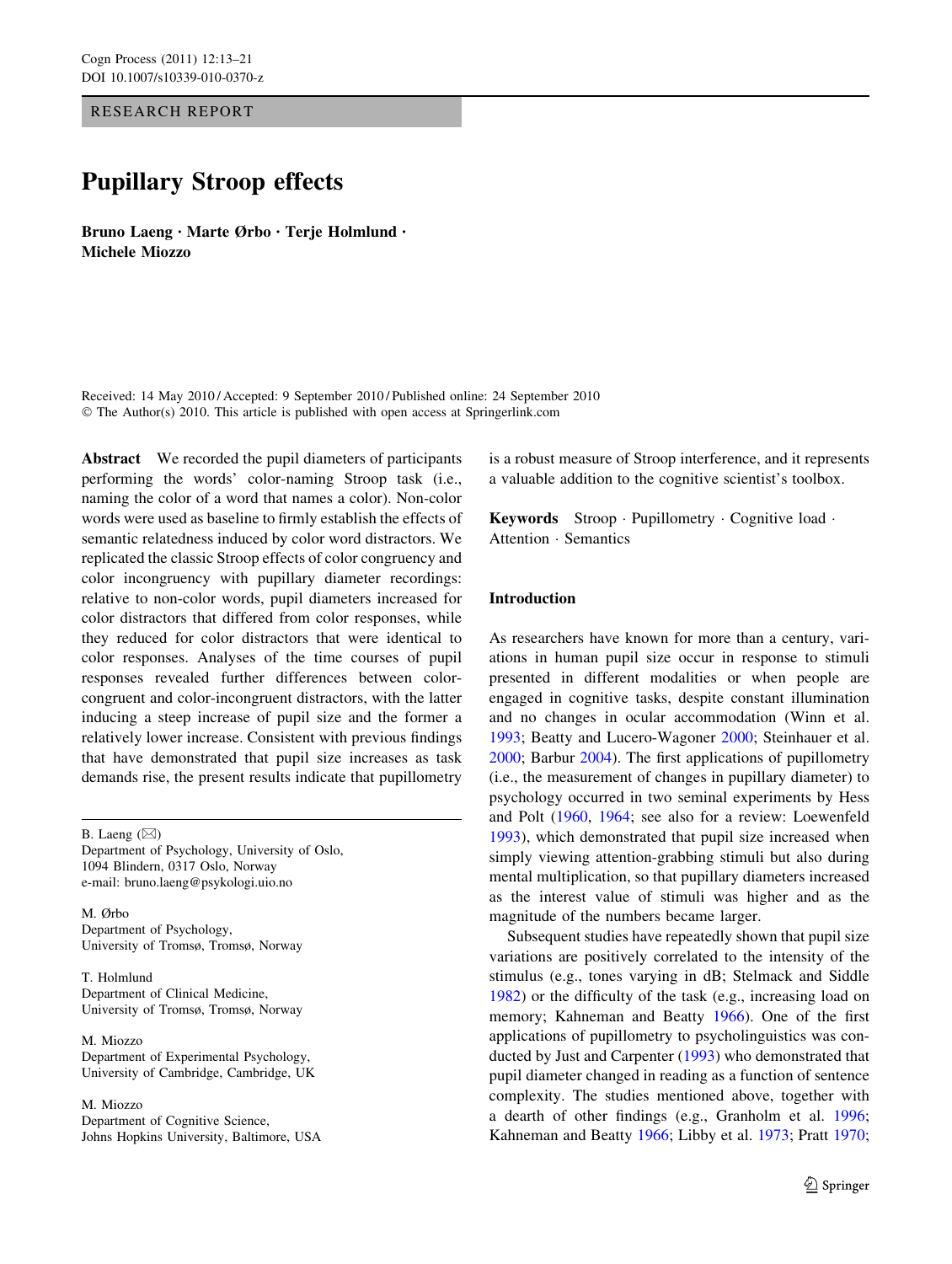RESEARCH REPORT

# Pupillary Stroop effects

**Bruno Laeng · Marte Ørbo · Terje Holmlund · Michele Miozzo**

Received: 14 May 2010 / Accepted: 9 September 2010 / Published online: 24 September 2010
© The Author(s) 2010. This article is published with open access at Springerlink.com

**Abstract** We recorded the pupil diameters of participants performing the words' color-naming Stroop task (i.e., naming the color of a word that names a color). Non-color words were used as baseline to firmly establish the effects of semantic relatedness induced by color word distractors. We replicated the classic Stroop effects of color congruency and color incongruency with pupillary diameter recordings: relative to non-color words, pupil diameters increased for color distractors that differed from color responses, while they reduced for color distractors that were identical to color responses. Analyses of the time courses of pupil responses revealed further differences between color-congruent and color-incongruent distractors, with the latter inducing a steep increase of pupil size and the former a relatively lower increase. Consistent with previous findings that have demonstrated that pupil size increases as task demands rise, the present results indicate that pupillometry is a robust measure of Stroop interference, and it represents a valuable addition to the cognitive scientist's toolbox.

**Keywords** Stroop · Pupillometry · Cognitive load · Attention · Semantics

B. Laeng (✉)
Department of Psychology, University of Oslo,
1094 Blindern, 0317 Oslo, Norway
e-mail: bruno.laeng@psykologi.uio.no

M. Ørbo
Department of Psychology,
University of Tromsø, Tromsø, Norway

T. Holmlund
Department of Clinical Medicine,
University of Tromsø, Tromsø, Norway

M. Miozzo
Department of Experimental Psychology,
University of Cambridge, Cambridge, UK

M. Miozzo
Department of Cognitive Science,
Johns Hopkins University, Baltimore, USA

## Introduction

As researchers have known for more than a century, variations in human pupil size occur in response to stimuli presented in different modalities or when people are engaged in cognitive tasks, despite constant illumination and no changes in ocular accommodation (Winn et al. 1993; Beatty and Lucero-Wagoner 2000; Steinhauer et al. 2000; Barbur 2004). The first applications of pupillometry (i.e., the measurement of changes in pupillary diameter) to psychology occurred in two seminal experiments by Hess and Polt (1960, 1964; see also for a review: Loewenfeld 1993), which demonstrated that pupil size increased when simply viewing attention-grabbing stimuli but also during mental multiplication, so that pupillary diameters increased as the interest value of stimuli was higher and as the magnitude of the numbers became larger.

Subsequent studies have repeatedly shown that pupil size variations are positively correlated to the intensity of the stimulus (e.g., tones varying in dB; Stelmack and Siddle 1982) or the difficulty of the task (e.g., increasing load on memory; Kahneman and Beatty 1966). One of the first applications of pupillometry to psycholinguistics was conducted by Just and Carpenter (1993) who demonstrated that pupil diameter changed in reading as a function of sentence complexity. The studies mentioned above, together with a dearth of other findings (e.g., Granholm et al. 1996; Kahneman and Beatty 1966; Libby et al. 1973; Pratt 1970;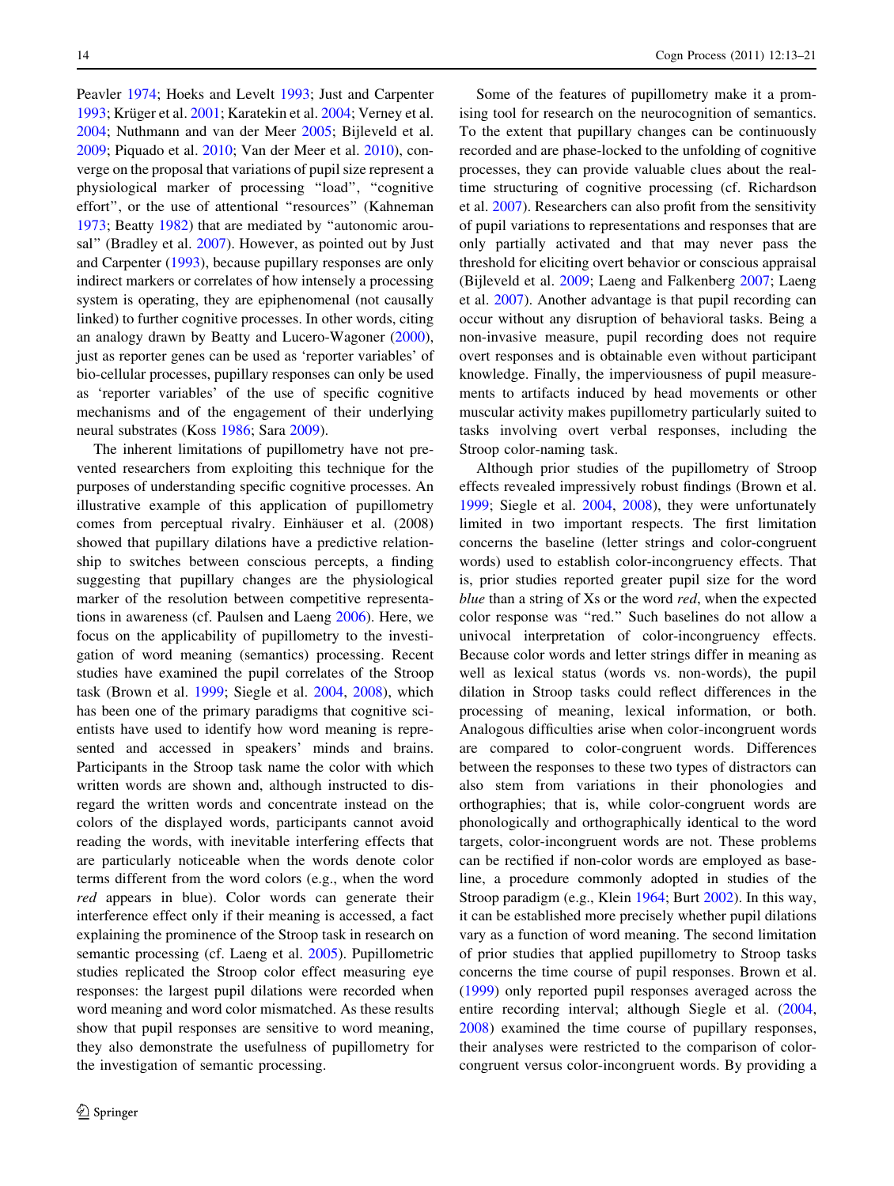Peavler 1974; Hoeks and Levelt 1993; Just and Carpenter 1993; Krüger et al. 2001; Karatekin et al. 2004; Verney et al. 2004; Nuthmann and van der Meer 2005; Bijleveld et al. 2009; Piquado et al. 2010; Van der Meer et al. 2010), converge on the proposal that variations of pupil size represent a physiological marker of processing "load", "cognitive effort", or the use of attentional "resources" (Kahneman 1973; Beatty 1982) that are mediated by "autonomic arousal" (Bradley et al. 2007). However, as pointed out by Just and Carpenter (1993), because pupillary responses are only indirect markers or correlates of how intensely a processing system is operating, they are epiphenomenal (not causally linked) to further cognitive processes. In other words, citing an analogy drawn by Beatty and Lucero-Wagoner (2000), just as reporter genes can be used as 'reporter variables' of bio-cellular processes, pupillary responses can only be used as 'reporter variables' of the use of specific cognitive mechanisms and of the engagement of their underlying neural substrates (Koss 1986; Sara 2009).

The inherent limitations of pupillometry have not prevented researchers from exploiting this technique for the purposes of understanding specific cognitive processes. An illustrative example of this application of pupillometry comes from perceptual rivalry. Einhäuser et al. (2008) showed that pupillary dilations have a predictive relationship to switches between conscious percepts, a finding suggesting that pupillary changes are the physiological marker of the resolution between competitive representations in awareness (cf. Paulsen and Laeng 2006). Here, we focus on the applicability of pupillometry to the investigation of word meaning (semantics) processing. Recent studies have examined the pupil correlates of the Stroop task (Brown et al. 1999; Siegle et al. 2004, 2008), which has been one of the primary paradigms that cognitive scientists have used to identify how word meaning is represented and accessed in speakers' minds and brains. Participants in the Stroop task name the color with which written words are shown and, although instructed to disregard the written words and concentrate instead on the colors of the displayed words, participants cannot avoid reading the words, with inevitable interfering effects that are particularly noticeable when the words denote color terms different from the word colors (e.g., when the word *red* appears in blue). Color words can generate their interference effect only if their meaning is accessed, a fact explaining the prominence of the Stroop task in research on semantic processing (cf. Laeng et al. 2005). Pupillometric studies replicated the Stroop color effect measuring eye responses: the largest pupil dilations were recorded when word meaning and word color mismatched. As these results show that pupil responses are sensitive to word meaning, they also demonstrate the usefulness of pupillometry for the investigation of semantic processing.

Some of the features of pupillometry make it a promising tool for research on the neurocognition of semantics. To the extent that pupillary changes can be continuously recorded and are phase-locked to the unfolding of cognitive processes, they can provide valuable clues about the real-time structuring of cognitive processing (cf. Richardson et al. 2007). Researchers can also profit from the sensitivity of pupil variations to representations and responses that are only partially activated and that may never pass the threshold for eliciting overt behavior or conscious appraisal (Bijleveld et al. 2009; Laeng and Falkenberg 2007; Laeng et al. 2007). Another advantage is that pupil recording can occur without any disruption of behavioral tasks. Being a non-invasive measure, pupil recording does not require overt responses and is obtainable even without participant knowledge. Finally, the imperviousness of pupil measurements to artifacts induced by head movements or other muscular activity makes pupillometry particularly suited to tasks involving overt verbal responses, including the Stroop color-naming task.

Although prior studies of the pupillometry of Stroop effects revealed impressively robust findings (Brown et al. 1999; Siegle et al. 2004, 2008), they were unfortunately limited in two important respects. The first limitation concerns the baseline (letter strings and color-congruent words) used to establish color-incongruency effects. That is, prior studies reported greater pupil size for the word *blue* than a string of Xs or the word *red*, when the expected color response was "red." Such baselines do not allow a univocal interpretation of color-incongruency effects. Because color words and letter strings differ in meaning as well as lexical status (words vs. non-words), the pupil dilation in Stroop tasks could reflect differences in the processing of meaning, lexical information, or both. Analogous difficulties arise when color-incongruent words are compared to color-congruent words. Differences between the responses to these two types of distractors can also stem from variations in their phonologies and orthographies; that is, while color-congruent words are phonologically and orthographically identical to the word targets, color-incongruent words are not. These problems can be rectified if non-color words are employed as baseline, a procedure commonly adopted in studies of the Stroop paradigm (e.g., Klein 1964; Burt 2002). In this way, it can be established more precisely whether pupil dilations vary as a function of word meaning. The second limitation of prior studies that applied pupillometry to Stroop tasks concerns the time course of pupil responses. Brown et al. (1999) only reported pupil responses averaged across the entire recording interval; although Siegle et al. (2004, 2008) examined the time course of pupillary responses, their analyses were restricted to the comparison of color-congruent versus color-incongruent words. By providing a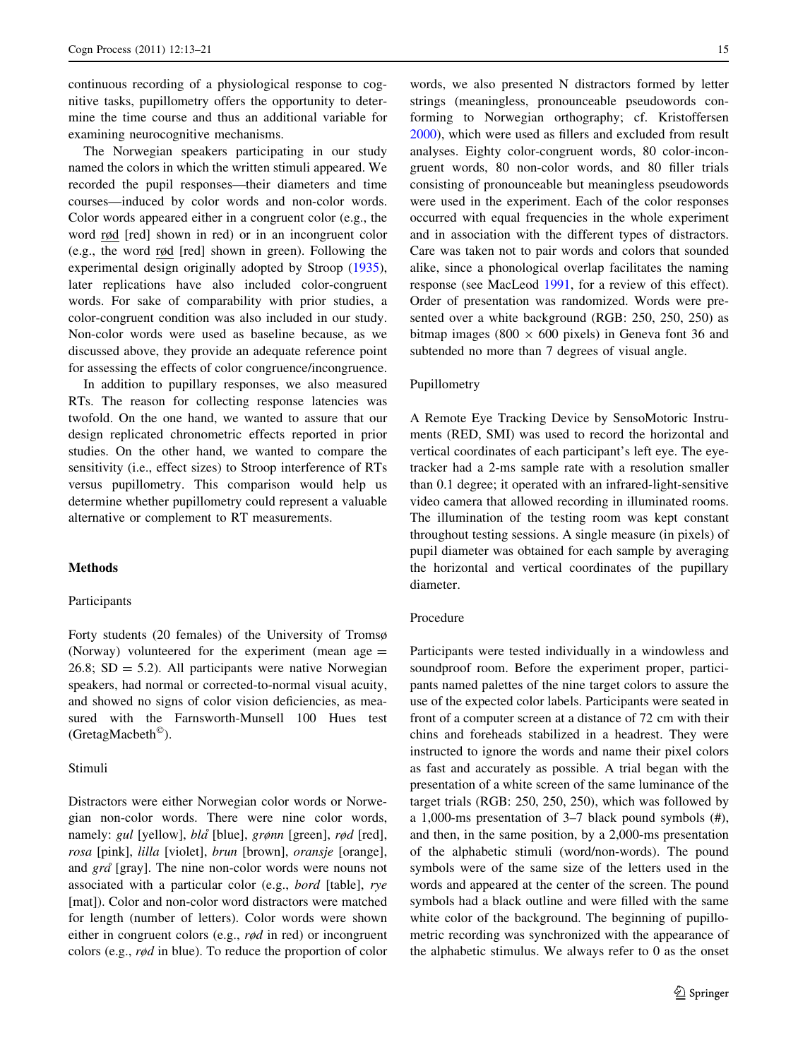continuous recording of a physiological response to cognitive tasks, pupillometry offers the opportunity to determine the time course and thus an additional variable for examining neurocognitive mechanisms.

The Norwegian speakers participating in our study named the colors in which the written stimuli appeared. We recorded the pupil responses—their diameters and time courses—induced by color words and non-color words. Color words appeared either in a congruent color (e.g., the word rød [red] shown in red) or in an incongruent color (e.g., the word rød [red] shown in green). Following the experimental design originally adopted by Stroop (1935), later replications have also included color-congruent words. For sake of comparability with prior studies, a color-congruent condition was also included in our study. Non-color words were used as baseline because, as we discussed above, they provide an adequate reference point for assessing the effects of color congruence/incongruence.

In addition to pupillary responses, we also measured RTs. The reason for collecting response latencies was twofold. On the one hand, we wanted to assure that our design replicated chronometric effects reported in prior studies. On the other hand, we wanted to compare the sensitivity (i.e., effect sizes) to Stroop interference of RTs versus pupillometry. This comparison would help us determine whether pupillometry could represent a valuable alternative or complement to RT measurements.

## Methods

### Participants

Forty students (20 females) of the University of Tromsø (Norway) volunteered for the experiment (mean age = 26.8; SD = 5.2). All participants were native Norwegian speakers, had normal or corrected-to-normal visual acuity, and showed no signs of color vision deficiencies, as measured with the Farnsworth-Munsell 100 Hues test (GretagMacbeth©).

### Stimuli

Distractors were either Norwegian color words or Norwegian non-color words. There were nine color words, namely: *gul* [yellow], *blå* [blue], *grønn* [green], *rød* [red], *rosa* [pink], *lilla* [violet], *brun* [brown], *oransje* [orange], and *grå* [gray]. The nine non-color words were nouns not associated with a particular color (e.g., *bord* [table], *rye* [mat]). Color and non-color word distractors were matched for length (number of letters). Color words were shown either in congruent colors (e.g., *rød* in red) or incongruent colors (e.g., *rød* in blue). To reduce the proportion of color words, we also presented N distractors formed by letter strings (meaningless, pronounceable pseudowords conforming to Norwegian orthography; cf. Kristoffersen 2000), which were used as fillers and excluded from result analyses. Eighty color-congruent words, 80 color-incongruent words, 80 non-color words, and 80 filler trials consisting of pronounceable but meaningless pseudowords were used in the experiment. Each of the color responses occurred with equal frequencies in the whole experiment and in association with the different types of distractors. Care was taken not to pair words and colors that sounded alike, since a phonological overlap facilitates the naming response (see MacLeod 1991, for a review of this effect). Order of presentation was randomized. Words were presented over a white background (RGB: 250, 250, 250) as bitmap images (800 × 600 pixels) in Geneva font 36 and subtended no more than 7 degrees of visual angle.

### Pupillometry

A Remote Eye Tracking Device by SensoMotoric Instruments (RED, SMI) was used to record the horizontal and vertical coordinates of each participant's left eye. The eye-tracker had a 2-ms sample rate with a resolution smaller than 0.1 degree; it operated with an infrared-light-sensitive video camera that allowed recording in illuminated rooms. The illumination of the testing room was kept constant throughout testing sessions. A single measure (in pixels) of pupil diameter was obtained for each sample by averaging the horizontal and vertical coordinates of the pupillary diameter.

### Procedure

Participants were tested individually in a windowless and soundproof room. Before the experiment proper, participants named palettes of the nine target colors to assure the use of the expected color labels. Participants were seated in front of a computer screen at a distance of 72 cm with their chins and foreheads stabilized in a headrest. They were instructed to ignore the words and name their pixel colors as fast and accurately as possible. A trial began with the presentation of a white screen of the same luminance of the target trials (RGB: 250, 250, 250), which was followed by a 1,000-ms presentation of 3–7 black pound symbols (#), and then, in the same position, by a 2,000-ms presentation of the alphabetic stimuli (word/non-words). The pound symbols were of the same size of the letters used in the words and appeared at the center of the screen. The pound symbols had a black outline and were filled with the same white color of the background. The beginning of pupillometric recording was synchronized with the appearance of the alphabetic stimulus. We always refer to 0 as the onset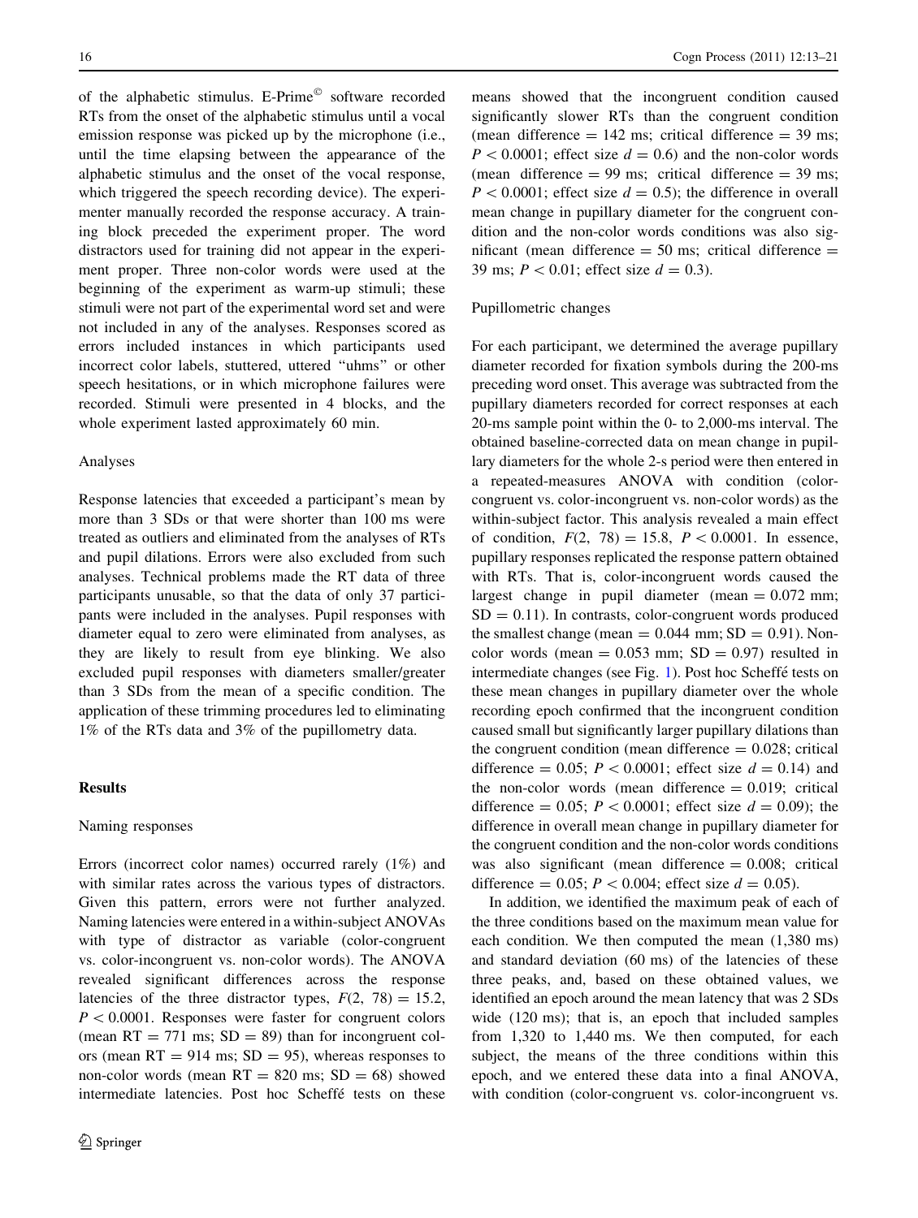of the alphabetic stimulus. E-Prime© software recorded RTs from the onset of the alphabetic stimulus until a vocal emission response was picked up by the microphone (i.e., until the time elapsing between the appearance of the alphabetic stimulus and the onset of the vocal response, which triggered the speech recording device). The experimenter manually recorded the response accuracy. A training block preceded the experiment proper. The word distractors used for training did not appear in the experiment proper. Three non-color words were used at the beginning of the experiment as warm-up stimuli; these stimuli were not part of the experimental word set and were not included in any of the analyses. Responses scored as errors included instances in which participants used incorrect color labels, stuttered, uttered "uhms" or other speech hesitations, or in which microphone failures were recorded. Stimuli were presented in 4 blocks, and the whole experiment lasted approximately 60 min.

### Analyses

Response latencies that exceeded a participant's mean by more than 3 SDs or that were shorter than 100 ms were treated as outliers and eliminated from the analyses of RTs and pupil dilations. Errors were also excluded from such analyses. Technical problems made the RT data of three participants unusable, so that the data of only 37 participants were included in the analyses. Pupil responses with diameter equal to zero were eliminated from analyses, as they are likely to result from eye blinking. We also excluded pupil responses with diameters smaller/greater than 3 SDs from the mean of a specific condition. The application of these trimming procedures led to eliminating 1% of the RTs data and 3% of the pupillometry data.

## Results

### Naming responses

Errors (incorrect color names) occurred rarely (1%) and with similar rates across the various types of distractors. Given this pattern, errors were not further analyzed. Naming latencies were entered in a within-subject ANOVAs with type of distractor as variable (color-congruent vs. color-incongruent vs. non-color words). The ANOVA revealed significant differences across the response latencies of the three distractor types, $F(2, 78) = 15.2$, $P < 0.0001$. Responses were faster for congruent colors (mean RT = 771 ms; SD = 89) than for incongruent colors (mean RT = 914 ms; SD = 95), whereas responses to non-color words (mean RT = 820 ms; SD = 68) showed intermediate latencies. Post hoc Scheffé tests on these means showed that the incongruent condition caused significantly slower RTs than the congruent condition (mean difference = 142 ms; critical difference = 39 ms; $P < 0.0001$; effect size $d = 0.6$) and the non-color words (mean difference = 99 ms; critical difference = 39 ms; $P < 0.0001$; effect size $d = 0.5$); the difference in overall mean change in pupillary diameter for the congruent condition and the non-color words conditions was also significant (mean difference = 50 ms; critical difference = 39 ms; $P < 0.01$; effect size $d = 0.3$).

### Pupillometric changes

For each participant, we determined the average pupillary diameter recorded for fixation symbols during the 200-ms preceding word onset. This average was subtracted from the pupillary diameters recorded for correct responses at each 20-ms sample point within the 0- to 2,000-ms interval. The obtained baseline-corrected data on mean change in pupillary diameters for the whole 2-s period were then entered in a repeated-measures ANOVA with condition (color-congruent vs. color-incongruent vs. non-color words) as the within-subject factor. This analysis revealed a main effect of condition, $F(2, 78) = 15.8$, $P < 0.0001$. In essence, pupillary responses replicated the response pattern obtained with RTs. That is, color-incongruent words caused the largest change in pupil diameter (mean = 0.072 mm; SD = 0.11). In contrasts, color-congruent words produced the smallest change (mean = 0.044 mm; SD = 0.91). Non-color words (mean = 0.053 mm; SD = 0.97) resulted in intermediate changes (see Fig. 1). Post hoc Scheffé tests on these mean changes in pupillary diameter over the whole recording epoch confirmed that the incongruent condition caused small but significantly larger pupillary dilations than the congruent condition (mean difference = 0.028; critical difference = 0.05; $P < 0.0001$; effect size $d = 0.14$) and the non-color words (mean difference = 0.019; critical difference = 0.05; $P < 0.0001$; effect size $d = 0.09$); the difference in overall mean change in pupillary diameter for the congruent condition and the non-color words conditions was also significant (mean difference = 0.008; critical difference = 0.05; $P < 0.004$; effect size $d = 0.05$).

In addition, we identified the maximum peak of each of the three conditions based on the maximum mean value for each condition. We then computed the mean (1,380 ms) and standard deviation (60 ms) of the latencies of these three peaks, and, based on these obtained values, we identified an epoch around the mean latency that was 2 SDs wide (120 ms); that is, an epoch that included samples from 1,320 to 1,440 ms. We then computed, for each subject, the means of the three conditions within this epoch, and we entered these data into a final ANOVA, with condition (color-congruent vs. color-incongruent vs.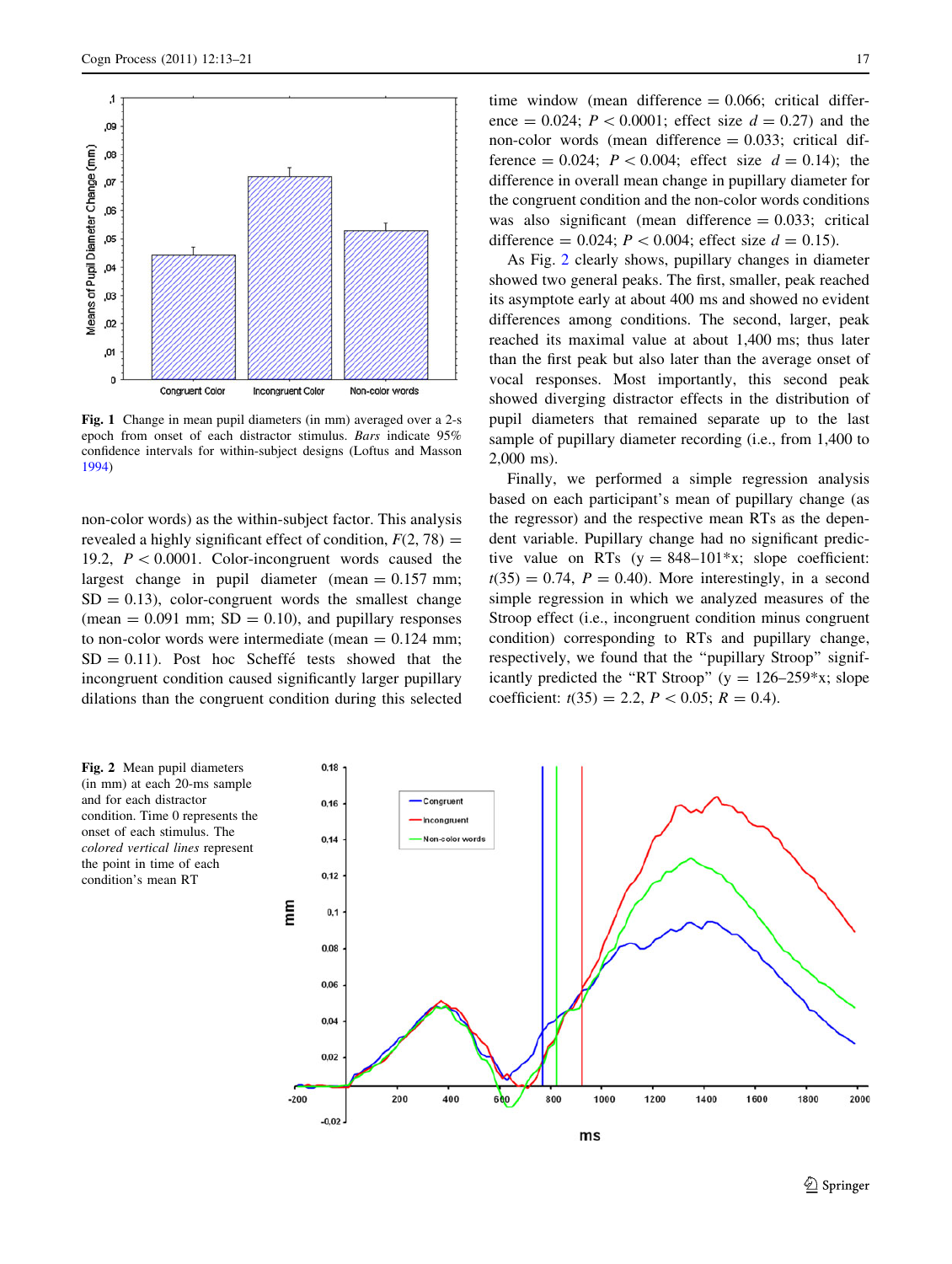**Fig. 1** Change in mean pupil diameters (in mm) averaged over a 2-s epoch from onset of each distractor stimulus. *Bars* indicate 95% confidence intervals for within-subject designs (Loftus and Masson 1994)

non-color words) as the within-subject factor. This analysis revealed a highly significant effect of condition, $F(2, 78) = 19.2$, $P < 0.0001$. Color-incongruent words caused the largest change in pupil diameter (mean = 0.157 mm; SD = 0.13), color-congruent words the smallest change (mean = 0.091 mm; SD = 0.10), and pupillary responses to non-color words were intermediate (mean = 0.124 mm; SD = 0.11). Post hoc Scheffé tests showed that the incongruent condition caused significantly larger pupillary dilations than the congruent condition during this selected time window (mean difference = 0.066; critical difference = 0.024; $P < 0.0001$; effect size $d = 0.27$) and the non-color words (mean difference = 0.033; critical difference = 0.024; $P < 0.004$; effect size $d = 0.14$); the difference in overall mean change in pupillary diameter for the congruent condition and the non-color words conditions was also significant (mean difference = 0.033; critical difference = 0.024; $P < 0.004$; effect size $d = 0.15$).

As Fig. 2 clearly shows, pupillary changes in diameter showed two general peaks. The first, smaller, peak reached its asymptote early at about 400 ms and showed no evident differences among conditions. The second, larger, peak reached its maximal value at about 1,400 ms; thus later than the first peak but also later than the average onset of vocal responses. Most importantly, this second peak showed diverging distractor effects in the distribution of pupil diameters that remained separate up to the last sample of pupillary diameter recording (i.e., from 1,400 to 2,000 ms).

Finally, we performed a simple regression analysis based on each participant's mean of pupillary change (as the regressor) and the respective mean RTs as the dependent variable. Pupillary change had no significant predictive value on RTs ($y = 848–101*x$; slope coefficient: $t(35) = 0.74$, $P = 0.40$). More interestingly, in a second simple regression in which we analyzed measures of the Stroop effect (i.e., incongruent condition minus congruent condition) corresponding to RTs and pupillary change, respectively, we found that the "pupillary Stroop" significantly predicted the "RT Stroop" ($y = 126–259*x$; slope coefficient: $t(35) = 2.2$, $P < 0.05$; $R = 0.4$).

**Fig. 2** Mean pupil diameters (in mm) at each 20-ms sample and for each distractor condition. Time 0 represents the onset of each stimulus. The *colored vertical lines* represent the point in time of each condition's mean RT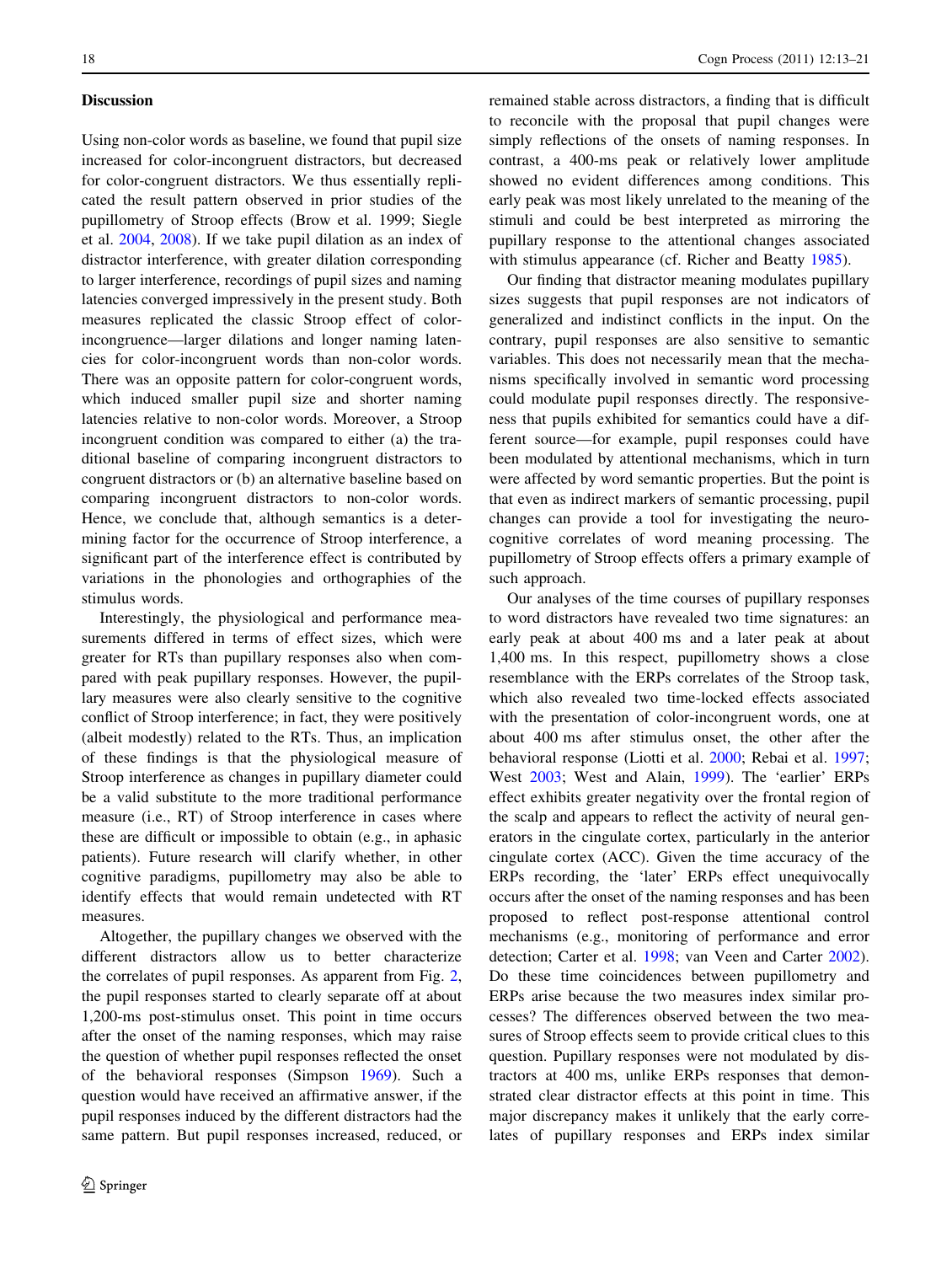## Discussion

Using non-color words as baseline, we found that pupil size increased for color-incongruent distractors, but decreased for color-congruent distractors. We thus essentially replicated the result pattern observed in prior studies of the pupillometry of Stroop effects (Brow et al. 1999; Siegle et al. 2004, 2008). If we take pupil dilation as an index of distractor interference, with greater dilation corresponding to larger interference, recordings of pupil sizes and naming latencies converged impressively in the present study. Both measures replicated the classic Stroop effect of color-incongruence—larger dilations and longer naming latencies for color-incongruent words than non-color words. There was an opposite pattern for color-congruent words, which induced smaller pupil size and shorter naming latencies relative to non-color words. Moreover, a Stroop incongruent condition was compared to either (a) the traditional baseline of comparing incongruent distractors to congruent distractors or (b) an alternative baseline based on comparing incongruent distractors to non-color words. Hence, we conclude that, although semantics is a determining factor for the occurrence of Stroop interference, a significant part of the interference effect is contributed by variations in the phonologies and orthographies of the stimulus words.

Interestingly, the physiological and performance measurements differed in terms of effect sizes, which were greater for RTs than pupillary responses also when compared with peak pupillary responses. However, the pupillary measures were also clearly sensitive to the cognitive conflict of Stroop interference; in fact, they were positively (albeit modestly) related to the RTs. Thus, an implication of these findings is that the physiological measure of Stroop interference as changes in pupillary diameter could be a valid substitute to the more traditional performance measure (i.e., RT) of Stroop interference in cases where these are difficult or impossible to obtain (e.g., in aphasic patients). Future research will clarify whether, in other cognitive paradigms, pupillometry may also be able to identify effects that would remain undetected with RT measures.

Altogether, the pupillary changes we observed with the different distractors allow us to better characterize the correlates of pupil responses. As apparent from Fig. 2, the pupil responses started to clearly separate off at about 1,200-ms post-stimulus onset. This point in time occurs after the onset of the naming responses, which may raise the question of whether pupil responses reflected the onset of the behavioral responses (Simpson 1969). Such a question would have received an affirmative answer, if the pupil responses induced by the different distractors had the same pattern. But pupil responses increased, reduced, or remained stable across distractors, a finding that is difficult to reconcile with the proposal that pupil changes were simply reflections of the onsets of naming responses. In contrast, a 400-ms peak or relatively lower amplitude showed no evident differences among conditions. This early peak was most likely unrelated to the meaning of the stimuli and could be best interpreted as mirroring the pupillary response to the attentional changes associated with stimulus appearance (cf. Richer and Beatty 1985).

Our finding that distractor meaning modulates pupillary sizes suggests that pupil responses are not indicators of generalized and indistinct conflicts in the input. On the contrary, pupil responses are also sensitive to semantic variables. This does not necessarily mean that the mechanisms specifically involved in semantic word processing could modulate pupil responses directly. The responsiveness that pupils exhibited for semantics could have a different source—for example, pupil responses could have been modulated by attentional mechanisms, which in turn were affected by word semantic properties. But the point is that even as indirect markers of semantic processing, pupil changes can provide a tool for investigating the neurocognitive correlates of word meaning processing. The pupillometry of Stroop effects offers a primary example of such approach.

Our analyses of the time courses of pupillary responses to word distractors have revealed two time signatures: an early peak at about 400 ms and a later peak at about 1,400 ms. In this respect, pupillometry shows a close resemblance with the ERPs correlates of the Stroop task, which also revealed two time-locked effects associated with the presentation of color-incongruent words, one at about 400 ms after stimulus onset, the other after the behavioral response (Liotti et al. 2000; Rebai et al. 1997; West 2003; West and Alain, 1999). The 'earlier' ERPs effect exhibits greater negativity over the frontal region of the scalp and appears to reflect the activity of neural generators in the cingulate cortex, particularly in the anterior cingulate cortex (ACC). Given the time accuracy of the ERPs recording, the 'later' ERPs effect unequivocally occurs after the onset of the naming responses and has been proposed to reflect post-response attentional control mechanisms (e.g., monitoring of performance and error detection; Carter et al. 1998; van Veen and Carter 2002). Do these time coincidences between pupillometry and ERPs arise because the two measures index similar processes? The differences observed between the two measures of Stroop effects seem to provide critical clues to this question. Pupillary responses were not modulated by distractors at 400 ms, unlike ERPs responses that demonstrated clear distractor effects at this point in time. This major discrepancy makes it unlikely that the early correlates of pupillary responses and ERPs index similar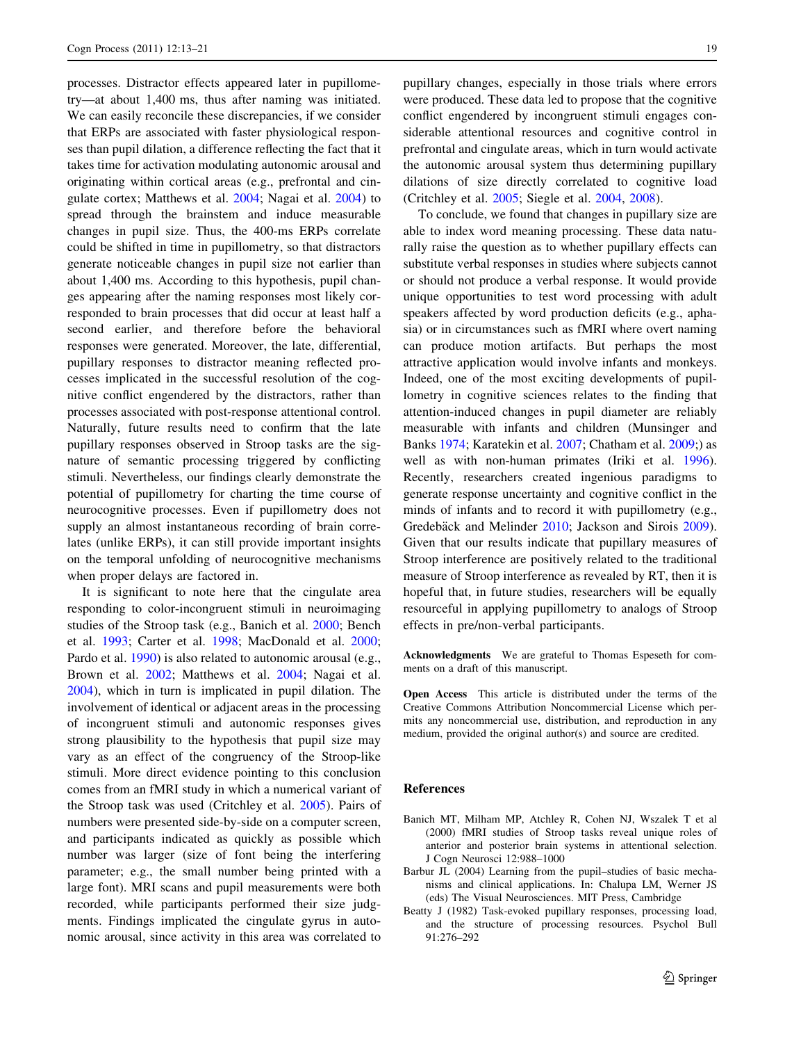processes. Distractor effects appeared later in pupillometry—at about 1,400 ms, thus after naming was initiated. We can easily reconcile these discrepancies, if we consider that ERPs are associated with faster physiological responses than pupil dilation, a difference reflecting the fact that it takes time for activation modulating autonomic arousal and originating within cortical areas (e.g., prefrontal and cingulate cortex; Matthews et al. 2004; Nagai et al. 2004) to spread through the brainstem and induce measurable changes in pupil size. Thus, the 400-ms ERPs correlate could be shifted in time in pupillometry, so that distractors generate noticeable changes in pupil size not earlier than about 1,400 ms. According to this hypothesis, pupil changes appearing after the naming responses most likely corresponded to brain processes that did occur at least half a second earlier, and therefore before the behavioral responses were generated. Moreover, the late, differential, pupillary responses to distractor meaning reflected processes implicated in the successful resolution of the cognitive conflict engendered by the distractors, rather than processes associated with post-response attentional control. Naturally, future results need to confirm that the late pupillary responses observed in Stroop tasks are the signature of semantic processing triggered by conflicting stimuli. Nevertheless, our findings clearly demonstrate the potential of pupillometry for charting the time course of neurocognitive processes. Even if pupillometry does not supply an almost instantaneous recording of brain correlates (unlike ERPs), it can still provide important insights on the temporal unfolding of neurocognitive mechanisms when proper delays are factored in.

It is significant to note here that the cingulate area responding to color-incongruent stimuli in neuroimaging studies of the Stroop task (e.g., Banich et al. 2000; Bench et al. 1993; Carter et al. 1998; MacDonald et al. 2000; Pardo et al. 1990) is also related to autonomic arousal (e.g., Brown et al. 2002; Matthews et al. 2004; Nagai et al. 2004), which in turn is implicated in pupil dilation. The involvement of identical or adjacent areas in the processing of incongruent stimuli and autonomic responses gives strong plausibility to the hypothesis that pupil size may vary as an effect of the congruency of the Stroop-like stimuli. More direct evidence pointing to this conclusion comes from an fMRI study in which a numerical variant of the Stroop task was used (Critchley et al. 2005). Pairs of numbers were presented side-by-side on a computer screen, and participants indicated as quickly as possible which number was larger (size of font being the interfering parameter; e.g., the small number being printed with a large font). MRI scans and pupil measurements were both recorded, while participants performed their size judgments. Findings implicated the cingulate gyrus in autonomic arousal, since activity in this area was correlated to pupillary changes, especially in those trials where errors were produced. These data led to propose that the cognitive conflict engendered by incongruent stimuli engages considerable attentional resources and cognitive control in prefrontal and cingulate areas, which in turn would activate the autonomic arousal system thus determining pupillary dilations of size directly correlated to cognitive load (Critchley et al. 2005; Siegle et al. 2004, 2008).

To conclude, we found that changes in pupillary size are able to index word meaning processing. These data naturally raise the question as to whether pupillary effects can substitute verbal responses in studies where subjects cannot or should not produce a verbal response. It would provide unique opportunities to test word processing with adult speakers affected by word production deficits (e.g., aphasia) or in circumstances such as fMRI where overt naming can produce motion artifacts. But perhaps the most attractive application would involve infants and monkeys. Indeed, one of the most exciting developments of pupillometry in cognitive sciences relates to the finding that attention-induced changes in pupil diameter are reliably measurable with infants and children (Munsinger and Banks 1974; Karatekin et al. 2007; Chatham et al. 2009;) as well as with non-human primates (Iriki et al. 1996). Recently, researchers created ingenious paradigms to generate response uncertainty and cognitive conflict in the minds of infants and to record it with pupillometry (e.g., Gredebäck and Melinder 2010; Jackson and Sirois 2009). Given that our results indicate that pupillary measures of Stroop interference are positively related to the traditional measure of Stroop interference as revealed by RT, then it is hopeful that, in future studies, researchers will be equally resourceful in applying pupillometry to analogs of Stroop effects in pre/non-verbal participants.

**Acknowledgments** We are grateful to Thomas Espeseth for comments on a draft of this manuscript.

**Open Access** This article is distributed under the terms of the Creative Commons Attribution Noncommercial License which permits any noncommercial use, distribution, and reproduction in any medium, provided the original author(s) and source are credited.

## References

Banich MT, Milham MP, Atchley R, Cohen NJ, Wszalek T et al (2000) fMRI studies of Stroop tasks reveal unique roles of anterior and posterior brain systems in attentional selection. J Cogn Neurosci 12:988–1000

Barbur JL (2004) Learning from the pupil–studies of basic mechanisms and clinical applications. In: Chalupa LM, Werner JS (eds) The Visual Neurosciences. MIT Press, Cambridge

Beatty J (1982) Task-evoked pupillary responses, processing load, and the structure of processing resources. Psychol Bull 91:276–292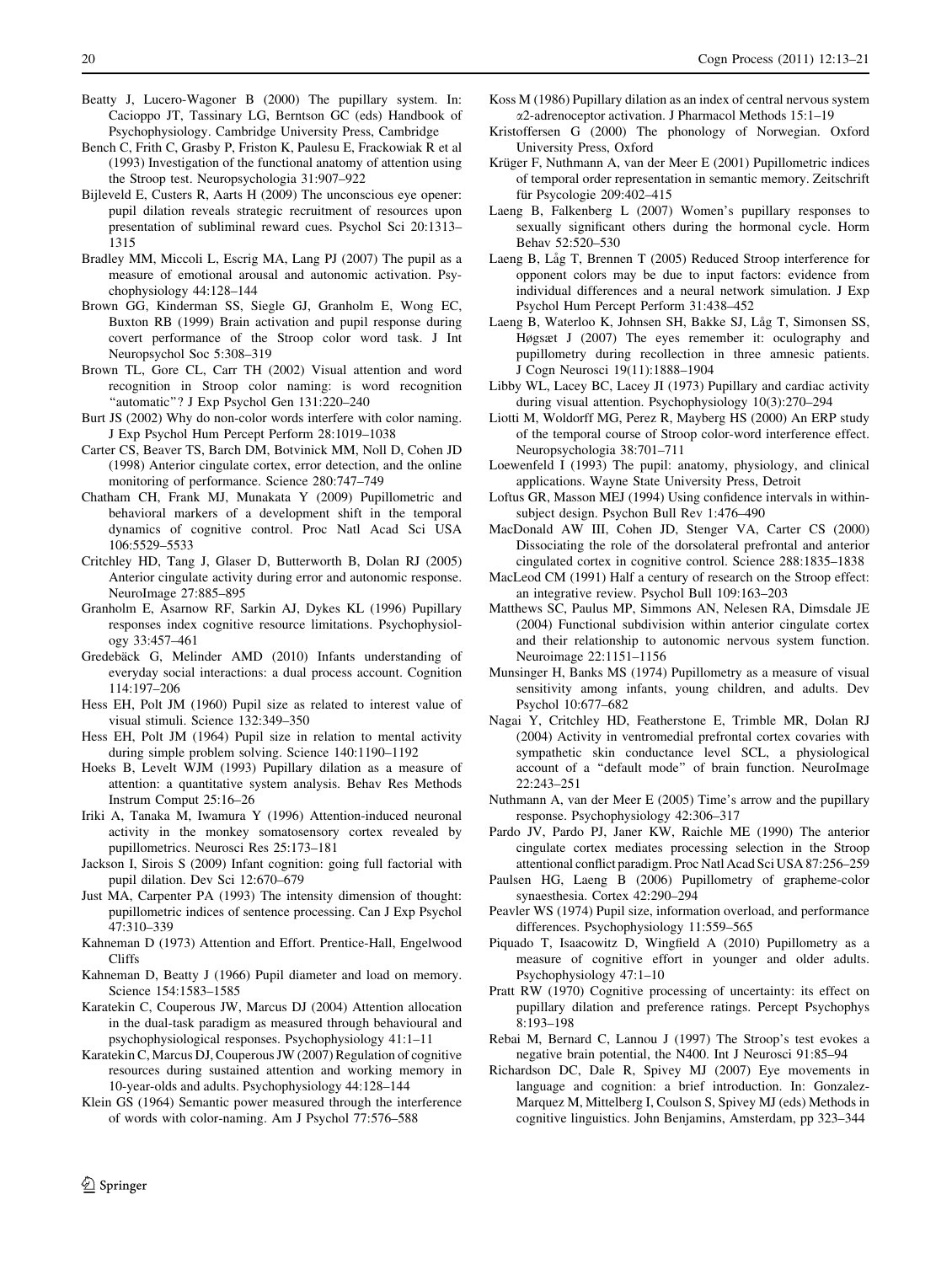Beatty J, Lucero-Wagoner B (2000) The pupillary system. In: Cacioppo JT, Tassinary LG, Berntson GC (eds) Handbook of Psychophysiology. Cambridge University Press, Cambridge

Bench C, Frith C, Grasby P, Friston K, Paulesu E, Frackowiak R et al (1993) Investigation of the functional anatomy of attention using the Stroop test. Neuropsychologia 31:907–922

Bijleveld E, Custers R, Aarts H (2009) The unconscious eye opener: pupil dilation reveals strategic recruitment of resources upon presentation of subliminal reward cues. Psychol Sci 20:1313–1315

Bradley MM, Miccoli L, Escrig MA, Lang PJ (2007) The pupil as a measure of emotional arousal and autonomic activation. Psychophysiology 44:128–144

Brown GG, Kinderman SS, Siegle GJ, Granholm E, Wong EC, Buxton RB (1999) Brain activation and pupil response during covert performance of the Stroop color word task. J Int Neuropsychol Soc 5:308–319

Brown TL, Gore CL, Carr TH (2002) Visual attention and word recognition in Stroop color naming: is word recognition "automatic"? J Exp Psychol Gen 131:220–240

Burt JS (2002) Why do non-color words interfere with color naming. J Exp Psychol Hum Percept Perform 28:1019–1038

Carter CS, Beaver TS, Barch DM, Botvinick MM, Noll D, Cohen JD (1998) Anterior cingulate cortex, error detection, and the online monitoring of performance. Science 280:747–749

Chatham CH, Frank MJ, Munakata Y (2009) Pupillometric and behavioral markers of a development shift in the temporal dynamics of cognitive control. Proc Natl Acad Sci USA 106:5529–5533

Critchley HD, Tang J, Glaser D, Butterworth B, Dolan RJ (2005) Anterior cingulate activity during error and autonomic response. NeuroImage 27:885–895

Granholm E, Asarnow RF, Sarkin AJ, Dykes KL (1996) Pupillary responses index cognitive resource limitations. Psychophysiology 33:457–461

Gredebäck G, Melinder AMD (2010) Infants understanding of everyday social interactions: a dual process account. Cognition 114:197–206

Hess EH, Polt JM (1960) Pupil size as related to interest value of visual stimuli. Science 132:349–350

Hess EH, Polt JM (1964) Pupil size in relation to mental activity during simple problem solving. Science 140:1190–1192

Hoeks B, Levelt WJM (1993) Pupillary dilation as a measure of attention: a quantitative system analysis. Behav Res Methods Instrum Comput 25:16–26

Iriki A, Tanaka M, Iwamura Y (1996) Attention-induced neuronal activity in the monkey somatosensory cortex revealed by pupillometrics. Neurosci Res 25:173–181

Jackson I, Sirois S (2009) Infant cognition: going full factorial with pupil dilation. Dev Sci 12:670–679

Just MA, Carpenter PA (1993) The intensity dimension of thought: pupillometric indices of sentence processing. Can J Exp Psychol 47:310–339

Kahneman D (1973) Attention and Effort. Prentice-Hall, Engelwood Cliffs

Kahneman D, Beatty J (1966) Pupil diameter and load on memory. Science 154:1583–1585

Karatekin C, Couperous JW, Marcus DJ (2004) Attention allocation in the dual-task paradigm as measured through behavioural and psychophysiological responses. Psychophysiology 41:1–11

Karatekin C, Marcus DJ, Couperous JW (2007) Regulation of cognitive resources during sustained attention and working memory in 10-year-olds and adults. Psychophysiology 44:128–144

Klein GS (1964) Semantic power measured through the interference of words with color-naming. Am J Psychol 77:576–588

Koss M (1986) Pupillary dilation as an index of central nervous system α2-adrenoceptor activation. J Pharmacol Methods 15:1–19

Kristoffersen G (2000) The phonology of Norwegian. Oxford University Press, Oxford

Krüger F, Nuthmann A, van der Meer E (2001) Pupillometric indices of temporal order representation in semantic memory. Zeitschrift für Psycologie 209:402–415

Laeng B, Falkenberg L (2007) Women's pupillary responses to sexually significant others during the hormonal cycle. Horm Behav 52:520–530

Laeng B, Låg T, Brennen T (2005) Reduced Stroop interference for opponent colors may be due to input factors: evidence from individual differences and a neural network simulation. J Exp Psychol Hum Percept Perform 31:438–452

Laeng B, Waterloo K, Johnsen SH, Bakke SJ, Låg T, Simonsen SS, Høgsæt J (2007) The eyes remember it: oculography and pupillometry during recollection in three amnesic patients. J Cogn Neurosci 19(11):1888–1904

Libby WL, Lacey BC, Lacey JI (1973) Pupillary and cardiac activity during visual attention. Psychophysiology 10(3):270–294

Liotti M, Woldorff MG, Perez R, Mayberg HS (2000) An ERP study of the temporal course of Stroop color-word interference effect. Neuropsychologia 38:701–711

Loewenfeld I (1993) The pupil: anatomy, physiology, and clinical applications. Wayne State University Press, Detroit

Loftus GR, Masson MEJ (1994) Using confidence intervals in within-subject design. Psychon Bull Rev 1:476–490

MacDonald AW III, Cohen JD, Stenger VA, Carter CS (2000) Dissociating the role of the dorsolateral prefrontal and anterior cingulated cortex in cognitive control. Science 288:1835–1838

MacLeod CM (1991) Half a century of research on the Stroop effect: an integrative review. Psychol Bull 109:163–203

Matthews SC, Paulus MP, Simmons AN, Nelesen RA, Dimsdale JE (2004) Functional subdivision within anterior cingulate cortex and their relationship to autonomic nervous system function. Neuroimage 22:1151–1156

Munsinger H, Banks MS (1974) Pupillometry as a measure of visual sensitivity among infants, young children, and adults. Dev Psychol 10:677–682

Nagai Y, Critchley HD, Featherstone E, Trimble MR, Dolan RJ (2004) Activity in ventromedial prefrontal cortex covaries with sympathetic skin conductance level SCL, a physiological account of a "default mode" of brain function. NeuroImage 22:243–251

Nuthmann A, van der Meer E (2005) Time's arrow and the pupillary response. Psychophysiology 42:306–317

Pardo JV, Pardo PJ, Janer KW, Raichle ME (1990) The anterior cingulate cortex mediates processing selection in the Stroop attentional conflict paradigm. Proc Natl Acad Sci USA 87:256–259

Paulsen HG, Laeng B (2006) Pupillometry of grapheme-color synaesthesia. Cortex 42:290–294

Peavler WS (1974) Pupil size, information overload, and performance differences. Psychophysiology 11:559–565

Piquado T, Isaacowitz D, Wingfield A (2010) Pupillometry as a measure of cognitive effort in younger and older adults. Psychophysiology 47:1–10

Pratt RW (1970) Cognitive processing of uncertainty: its effect on pupillary dilation and preference ratings. Percept Psychophys 8:193–198

Rebai M, Bernard C, Lannou J (1997) The Stroop's test evokes a negative brain potential, the N400. Int J Neurosci 91:85–94

Richardson DC, Dale R, Spivey MJ (2007) Eye movements in language and cognition: a brief introduction. In: Gonzalez-Marquez M, Mittelberg I, Coulson S, Spivey MJ (eds) Methods in cognitive linguistics. John Benjamins, Amsterdam, pp 323–344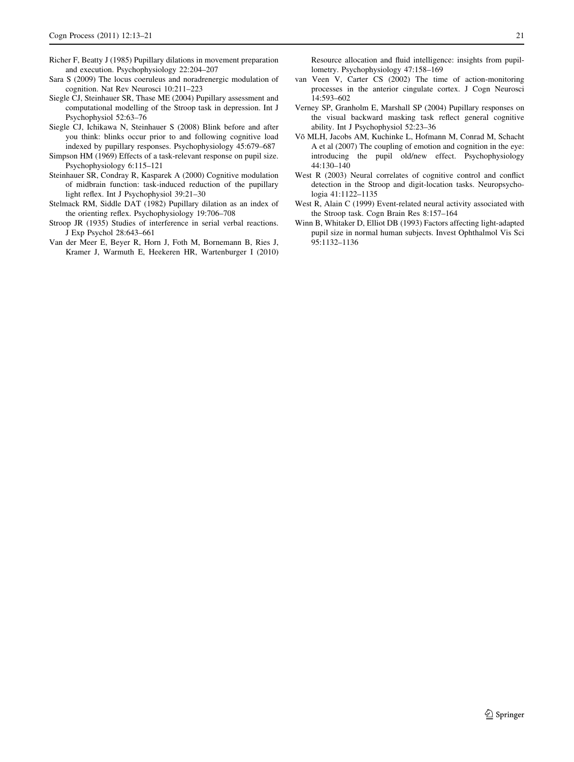Richer F, Beatty J (1985) Pupillary dilations in movement preparation and execution. Psychophysiology 22:204–207

Sara S (2009) The locus coeruleus and noradrenergic modulation of cognition. Nat Rev Neurosci 10:211–223

Siegle CJ, Steinhauer SR, Thase ME (2004) Pupillary assessment and computational modelling of the Stroop task in depression. Int J Psychophysiol 52:63–76

Siegle CJ, Ichikawa N, Steinhauer S (2008) Blink before and after you think: blinks occur prior to and following cognitive load indexed by pupillary responses. Psychophysiology 45:679–687

Simpson HM (1969) Effects of a task-relevant response on pupil size. Psychophysiology 6:115–121

Steinhauer SR, Condray R, Kasparek A (2000) Cognitive modulation of midbrain function: task-induced reduction of the pupillary light reflex. Int J Psychophysiol 39:21–30

Stelmack RM, Siddle DAT (1982) Pupillary dilation as an index of the orienting reflex. Psychophysiology 19:706–708

Stroop JR (1935) Studies of interference in serial verbal reactions. J Exp Psychol 28:643–661

Van der Meer E, Beyer R, Horn J, Foth M, Bornemann B, Ries J, Kramer J, Warmuth E, Heekeren HR, Wartenburger I (2010) Resource allocation and fluid intelligence: insights from pupillometry. Psychophysiology 47:158–169

van Veen V, Carter CS (2002) The time of action-monitoring processes in the anterior cingulate cortex. J Cogn Neurosci 14:593–602

Verney SP, Granholm E, Marshall SP (2004) Pupillary responses on the visual backward masking task reflect general cognitive ability. Int J Psychophysiol 52:23–36

Võ MLH, Jacobs AM, Kuchinke L, Hofmann M, Conrad M, Schacht A et al (2007) The coupling of emotion and cognition in the eye: introducing the pupil old/new effect. Psychophysiology 44:130–140

West R (2003) Neural correlates of cognitive control and conflict detection in the Stroop and digit-location tasks. Neuropsychologia 41:1122–1135

West R, Alain C (1999) Event-related neural activity associated with the Stroop task. Cogn Brain Res 8:157–164

Winn B, Whitaker D, Elliot DB (1993) Factors affecting light-adapted pupil size in normal human subjects. Invest Ophthalmol Vis Sci 95:1132–1136